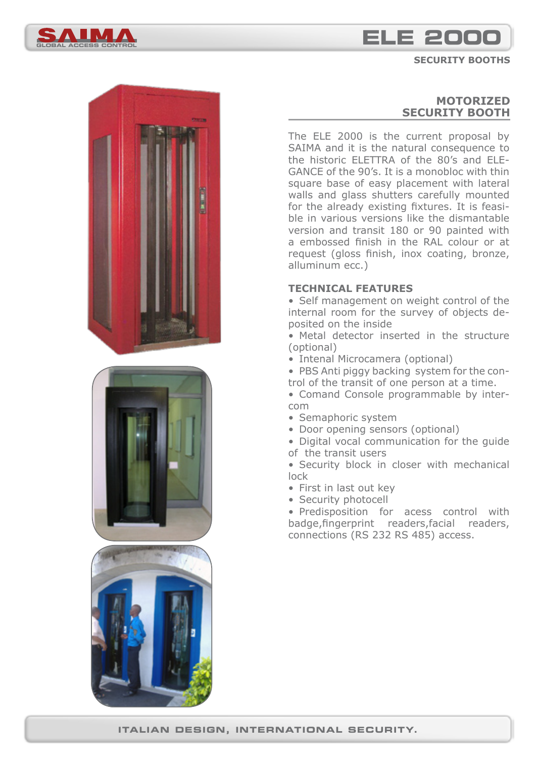# ELE 2000

SECURITY BOOTHS

## MOTORIZED SECURITY BOOTH

The ELE 2000 is the current proposal by SAIMA and it is the natural consequence to the historic ELETTRA of the 80's and ELEGANCE of the 90's. It is a monobloc with thin square base of easy placement with lateral walls and glass shutters carefully mounted for the already existing fixtures. It is feasible in various versions like the dismantable version and transit 180 or 90 painted with a embossed finish in the RAL colour or at request (gloss finish, inox coating, bronze, alluminum ecc.)

### TECHNICAL FEATURES

- Self management on weight control of the internal room for the survey of objects deposited on the inside
- Metal detector inserted in the structure (optional)
- Intenal Microcamera (optional)
- PBS Anti piggy backing system for the control of the transit of one person at a time.
- Comand Console programmable by intercom
- Semaphoric system
- Door opening sensors (optional)
- Digital vocal communication for the guide of the transit users
- Security block in closer with mechanical lock
- First in last out key
- Security photocell
- Predisposition for acess control with badge,fingerprint readers,facial readers, connections (RS 232 RS 485) access.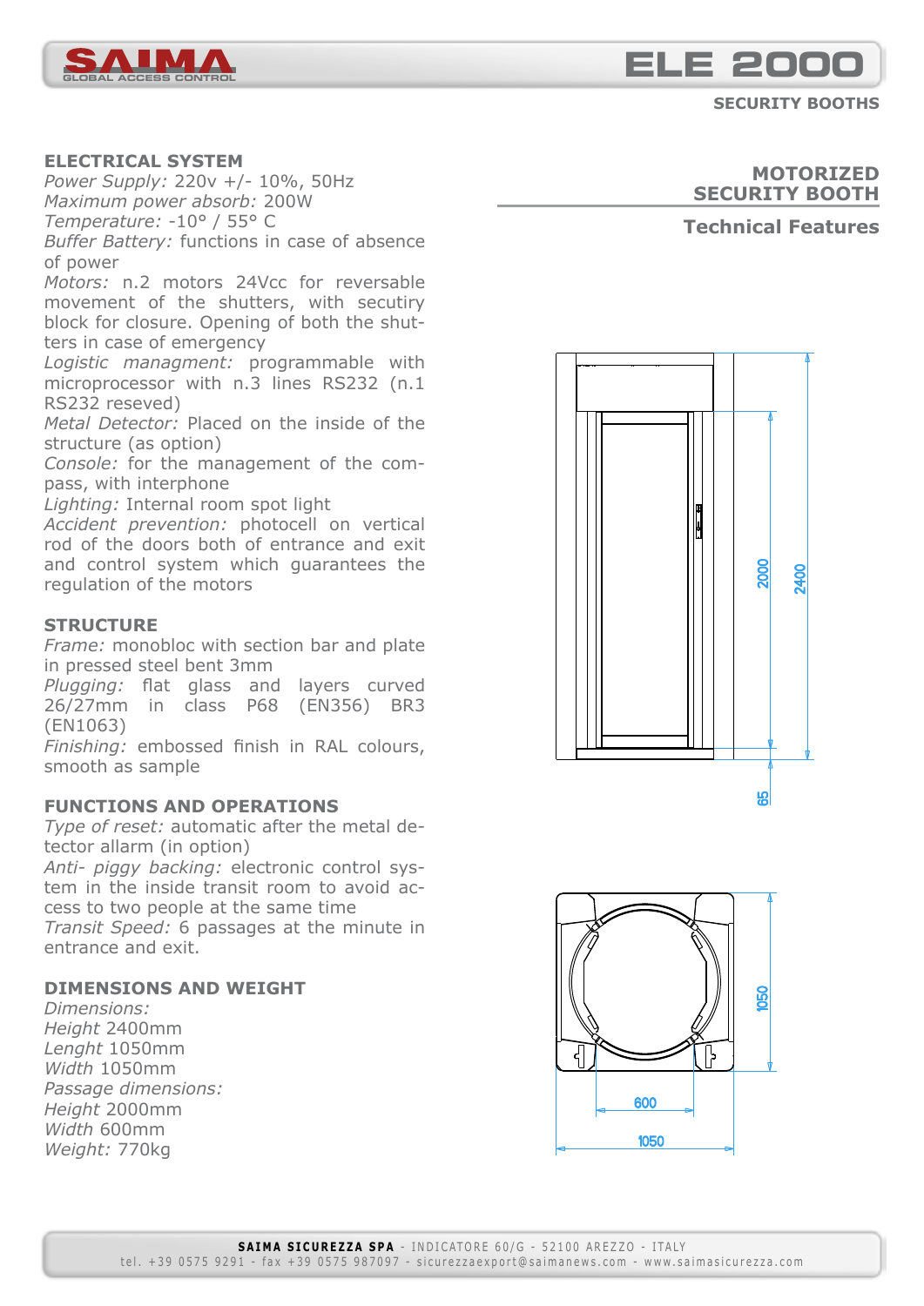# ELE 2000

**SECURITY BOOTHS**

## MOTORIZED SECURITY BOOTH

**Technical Features**

### ELECTRICAL SYSTEM

*Power Supply:* 220v +/- 10%, 50Hz
*Maximum power absorb:* 200W
*Temperature:* -10° / 55° C
*Buffer Battery:* functions in case of absence of power
*Motors:* n.2 motors 24Vcc for reversable movement of the shutters, with secutiry block for closure. Opening of both the shutters in case of emergency
*Logistic managment:* programmable with microprocessor with n.3 lines RS232 (n.1 RS232 reseved)
*Metal Detector:* Placed on the inside of the structure (as option)
*Console:* for the management of the compass, with interphone
*Lighting:* Internal room spot light
*Accident prevention:* photocell on vertical rod of the doors both of entrance and exit and control system which guarantees the regulation of the motors

### STRUCTURE

*Frame:* monobloc with section bar and plate in pressed steel bent 3mm
*Plugging:* flat glass and layers curved 26/27mm in class P68 (EN356) BR3 (EN1063)
*Finishing:* embossed finish in RAL colours, smooth as sample

### FUNCTIONS AND OPERATIONS

*Type of reset:* automatic after the metal detector allarm (in option)
*Anti- piggy backing:* electronic control system in the inside transit room to avoid access to two people at the same time
*Transit Speed:* 6 passages at the minute in entrance and exit.

### DIMENSIONS AND WEIGHT

*Dimensions:*
*Height* 2400mm
*Lenght* 1050mm
*Width* 1050mm
*Passage dimensions:*
*Height* 2000mm
*Width* 600mm
*Weight:* 770kg

2000
2400
65

1050
600
1050